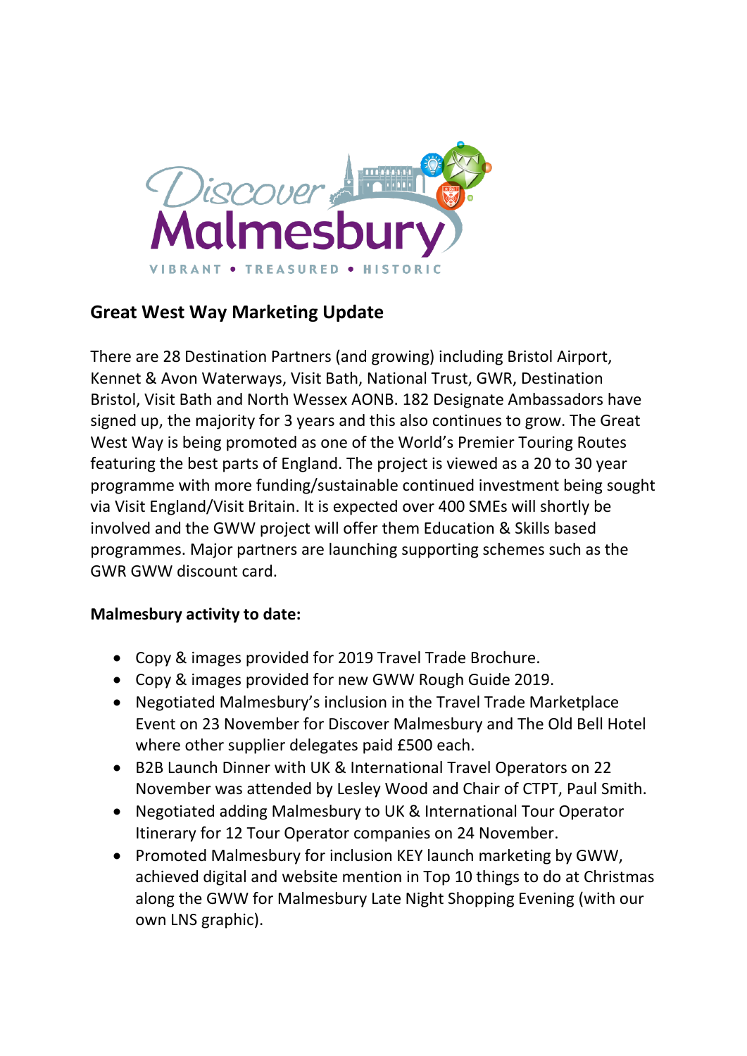Discover Malmesbury

VIBRANT • TREASURED • HISTORIC

## Great West Way Marketing Update

There are 28 Destination Partners (and growing) including Bristol Airport, Kennet & Avon Waterways, Visit Bath, National Trust, GWR, Destination Bristol, Visit Bath and North Wessex AONB. 182 Designate Ambassadors have signed up, the majority for 3 years and this also continues to grow. The Great West Way is being promoted as one of the World's Premier Touring Routes featuring the best parts of England. The project is viewed as a 20 to 30 year programme with more funding/sustainable continued investment being sought via Visit England/Visit Britain. It is expected over 400 SMEs will shortly be involved and the GWW project will offer them Education & Skills based programmes. Major partners are launching supporting schemes such as the GWR GWW discount card.

**Malmesbury activity to date:**

- Copy & images provided for 2019 Travel Trade Brochure.
- Copy & images provided for new GWW Rough Guide 2019.
- Negotiated Malmesbury's inclusion in the Travel Trade Marketplace Event on 23 November for Discover Malmesbury and The Old Bell Hotel where other supplier delegates paid £500 each.
- B2B Launch Dinner with UK & International Travel Operators on 22 November was attended by Lesley Wood and Chair of CTPT, Paul Smith.
- Negotiated adding Malmesbury to UK & International Tour Operator Itinerary for 12 Tour Operator companies on 24 November.
- Promoted Malmesbury for inclusion KEY launch marketing by GWW, achieved digital and website mention in Top 10 things to do at Christmas along the GWW for Malmesbury Late Night Shopping Evening (with our own LNS graphic).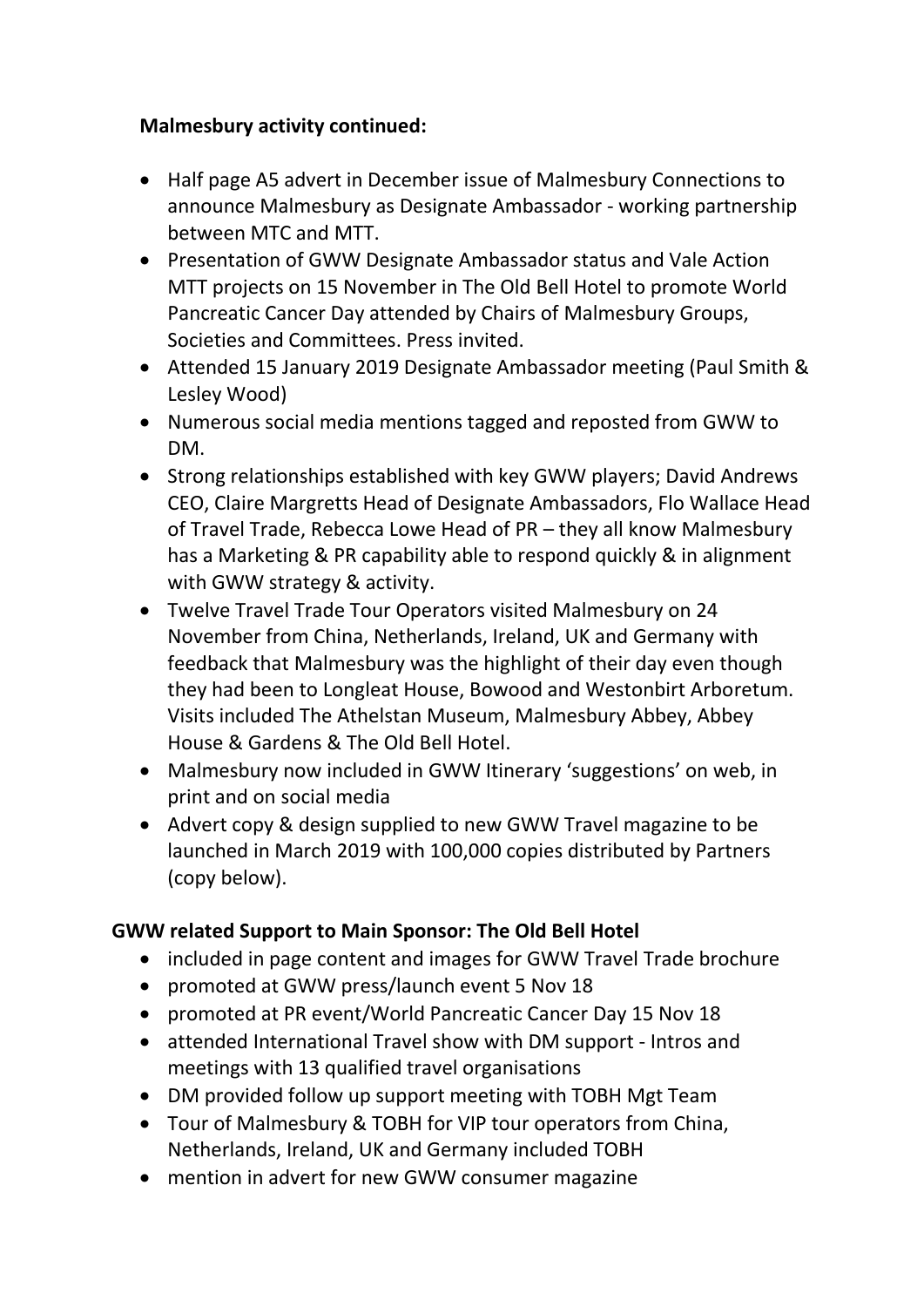**Malmesbury activity continued:**

- Half page A5 advert in December issue of Malmesbury Connections to announce Malmesbury as Designate Ambassador - working partnership between MTC and MTT.
- Presentation of GWW Designate Ambassador status and Vale Action MTT projects on 15 November in The Old Bell Hotel to promote World Pancreatic Cancer Day attended by Chairs of Malmesbury Groups, Societies and Committees. Press invited.
- Attended 15 January 2019 Designate Ambassador meeting (Paul Smith & Lesley Wood)
- Numerous social media mentions tagged and reposted from GWW to DM.
- Strong relationships established with key GWW players; David Andrews CEO, Claire Margretts Head of Designate Ambassadors, Flo Wallace Head of Travel Trade, Rebecca Lowe Head of PR – they all know Malmesbury has a Marketing & PR capability able to respond quickly & in alignment with GWW strategy & activity.
- Twelve Travel Trade Tour Operators visited Malmesbury on 24 November from China, Netherlands, Ireland, UK and Germany with feedback that Malmesbury was the highlight of their day even though they had been to Longleat House, Bowood and Westonbirt Arboretum. Visits included The Athelstan Museum, Malmesbury Abbey, Abbey House & Gardens & The Old Bell Hotel.
- Malmesbury now included in GWW Itinerary 'suggestions' on web, in print and on social media
- Advert copy & design supplied to new GWW Travel magazine to be launched in March 2019 with 100,000 copies distributed by Partners (copy below).

**GWW related Support to Main Sponsor: The Old Bell Hotel**

- included in page content and images for GWW Travel Trade brochure
- promoted at GWW press/launch event 5 Nov 18
- promoted at PR event/World Pancreatic Cancer Day 15 Nov 18
- attended International Travel show with DM support - Intros and meetings with 13 qualified travel organisations
- DM provided follow up support meeting with TOBH Mgt Team
- Tour of Malmesbury & TOBH for VIP tour operators from China, Netherlands, Ireland, UK and Germany included TOBH
- mention in advert for new GWW consumer magazine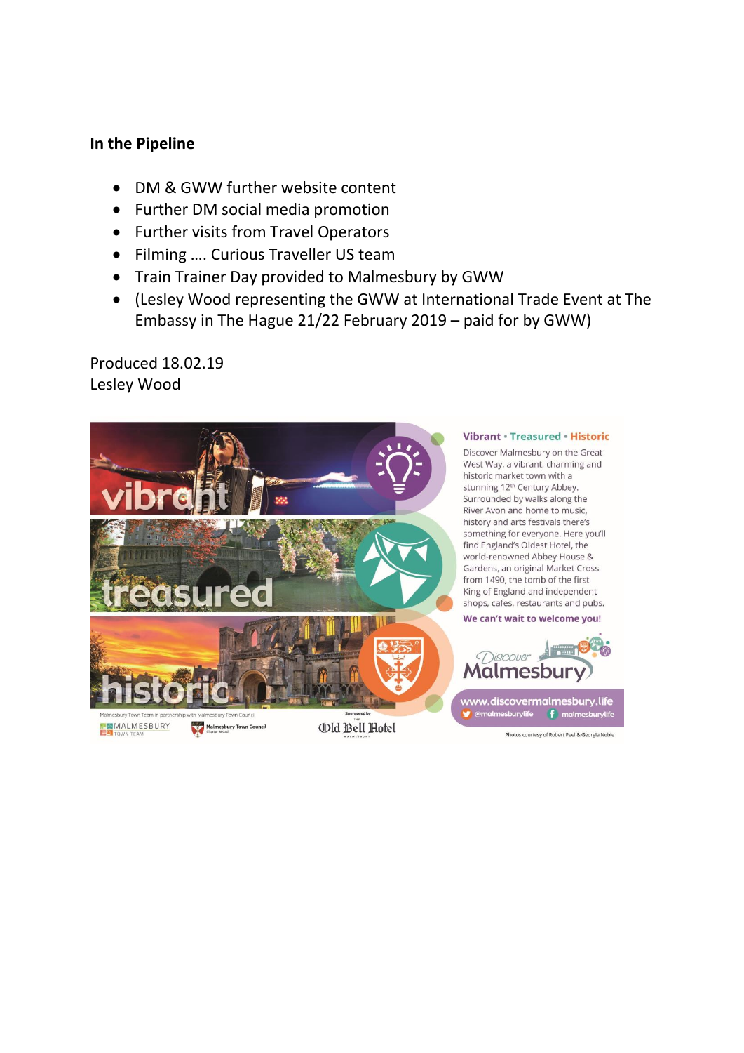### In the Pipeline

- DM & GWW further website content
- Further DM social media promotion
- Further visits from Travel Operators
- Filming …. Curious Traveller US team
- Train Trainer Day provided to Malmesbury by GWW
- (Lesley Wood representing the GWW at International Trade Event at The Embassy in The Hague 21/22 February 2019 – paid for by GWW)

Produced 18.02.19
Lesley Wood

vibrant

treasured

historic

**Vibrant • Treasured • Historic**

Discover Malmesbury on the Great West Way, a vibrant, charming and historic market town with a stunning 12th Century Abbey. Surrounded by walks along the River Avon and home to music, history and arts festivals there's something for everyone. Here you'll find England's Oldest Hotel, the world-renowned Abbey House & Gardens, an original Market Cross from 1490, the tomb of the first King of England and independent shops, cafes, restaurants and pubs.

**We can't wait to welcome you!**

Discover Malmesbury

www.discovermalmesbury.life
@malmesburylife malmesburylife

Malmesbury Town Team in partnership with Malmesbury Town Council

MALMESBURY TOWN TEAM

Malmesbury Town Council

Sponsored by The Old Bell Hotel Malmesbury

Photos courtesy of Robert Peel & Georgia Noble